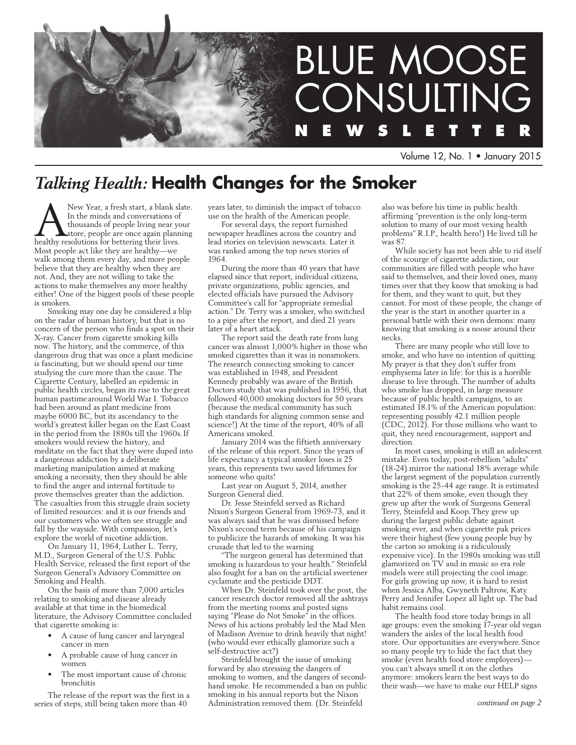# BLUE MOOSE CONSULTING NEWSLETTER

Volume 12, No. 1 • January 2015

## *Talking Health:* Health Changes for the Smoker

A New Year, a fresh start, a blank slate. In the minds and conversations of thousands of people living near your store, people are once again planning healthy resolutions for bettering their lives. Most people act like they are healthy—we walk among them every day, and more people believe that they are healthy when they are not. And, they are not willing to take the actions to make themselves any more healthy either! One of the biggest pools of these people is smokers.

Smoking may one day be considered a blip on the radar of human history, but that is no concern of the person who finds a spot on their X-ray. Cancer from cigarette smoking kills now. The history, and the commerce, of this dangerous drug that was once a plant medicine is fascinating, but we should spend our time studying the cure more than the cause. The Cigarette Century, labelled an epidemic in public health circles, began its rise to the great human pastime around World War I. Tobacco had been around as plant medicine from maybe 6000 BC, but its ascendancy to the world's greatest killer began on the East Coast in the period from the 1880s till the 1960s. If smokers would review the history, and meditate on the fact that they were duped into a dangerous addiction by a deliberate marketing manipulation aimed at making smoking a necessity, then they should be able to find the anger and internal fortitude to prove themselves greater than the addiction. The casualties from this struggle drain society of limited resources: and it is our friends and our customers who we often see struggle and fall by the wayside. With compassion, let's explore the world of nicotine addiction.

On January 11, 1964, Luther L. Terry, M.D., Surgeon General of the U.S. Public Health Service, released the first report of the Surgeon General's Advisory Committee on Smoking and Health.

On the basis of more than 7,000 articles relating to smoking and disease already available at that time in the biomedical literature, the Advisory Committee concluded that cigarette smoking is:

- A cause of lung cancer and laryngeal cancer in men
- A probable cause of lung cancer in women
- The most important cause of chronic bronchitis

The release of the report was the first in a series of steps, still being taken more than 40 years later, to diminish the impact of tobacco use on the health of the American people.

For several days, the report furnished newspaper headlines across the country and lead stories on television newscasts. Later it was ranked among the top news stories of 1964.

During the more than 40 years that have elapsed since that report, individual citizens, private organizations, public agencies, and elected officials have pursued the Advisory Committee's call for "appropriate remedial action." Dr. Terry was a smoker, who switched to a pipe after the report, and died 21 years later of a heart attack.

The report said the death rate from lung cancer was almost 1,000% higher in those who smoked cigarettes than it was in nonsmokers. The research connecting smoking to cancer was established in 1948, and President Kennedy probably was aware of the British Doctors study that was published in 1956, that followed 40,000 smoking doctors for 50 years (because the medical community has such high standards for aligning common sense and science!) At the time of the report, 40% of all Americans smoked.

January 2014 was the fiftieth anniversary of the release of this report. Since the years of life expectancy a typical smoker loses is 25 years, this represents two saved lifetimes for someone who quits!

Last year on August 5, 2014, another Surgeon General died.

Dr. Jesse Steinfeld served as Richard Nixon's Surgeon General from 1969-73, and it was always said that he was dismissed before Nixon's second term because of his campaign to publicize the hazards of smoking. It was his crusade that led to the warning

"The surgeon general has determined that smoking is hazardous to your health." Steinfeld also fought for a ban on the artificial sweetener cyclamate and the pesticide DDT.

When Dr. Steinfeld took over the post, the cancer research doctor removed all the ashtrays from the meeting rooms and posted signs saying "Please do Not Smoke" in the offices. News of his actions probably led the Mad Men of Madison Avenue to drink heavily that night! (who would ever ethically glamorize such a self-destructive act?)

Steinfeld brought the issue of smoking forward by also stressing the dangers of smoking to women, and the dangers of second-hand smoke. He recommended a ban on public smoking in his annual reports but the Nixon Administration removed them. (Dr. Steinfeld also was before his time in public health affirming "prevention is the only long-term solution to many of our most vexing health problems" R.I.P., health hero!) He lived till he was 87.

While society has not been able to rid itself of the scourge of cigarette addiction, our communities are filled with people who have said to themselves, and their loved ones, many times over that they know that smoking is bad for them, and they want to quit, but they cannot. For most of these people, the change of the year is the start in another quarter in a personal battle with their own demons: many knowing that smoking is a noose around their necks.

There are many people who still love to smoke, and who have no intention of quitting. My prayer is that they don't suffer from emphysema later in life: for this is a horrible disease to live through. The number of adults who smoke has dropped, in large measure because of public health campaigns, to an estimated 18.1% of the American population: representing possibly 42.1 million people (CDC, 2012). For those millions who want to quit, they need encouragement, support and direction.

In most cases, smoking is still an adolescent mistake. Even today, post-rebellion "adults" (18-24) mirror the national 18% average while the largest segment of the population currently smoking is the 25-44 age range. It is estimated that 22% of them smoke, even though they grew up after the work of Surgeons General Terry, Steinfeld and Koop. They grew up during the largest public debate against smoking ever, and when cigarette pak prices were their highest (few young people buy by the carton so smoking is a ridiculously expensive vice). In the 1980s smoking was still glamorized on TV and in music so era role models were still projecting the cool image. For girls growing up now, it is hard to resist when Jessica Alba, Gwyneth Paltrow, Katy Perry and Jennifer Lopez all light up. The bad habit remains cool.

The health food store today brings in all age groups: even the smoking 17-year old vegan wanders the aisles of the local health food store. Our opportunities are everywhere. Since so many people try to hide the fact that they smoke (even health food store employees)—you can't always smell it on the clothes anymore: smokers learn the best ways to do their wash—we have to make our HELP signs

*continued on page 2*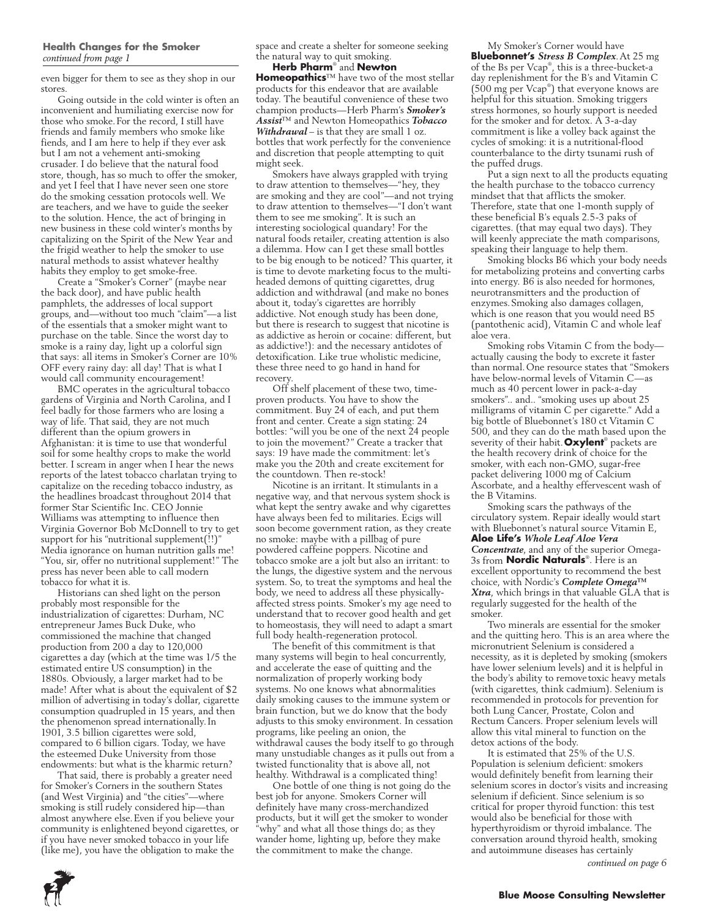**Health Changes for the Smoker**
*continued from page 1*

even bigger for them to see as they shop in our stores.

Going outside in the cold winter is often an inconvenient and humiliating exercise now for those who smoke. For the record, I still have friends and family members who smoke like fiends, and I am here to help if they ever ask but I am not a vehement anti-smoking crusader. I do believe that the natural food store, though, has so much to offer the smoker, and yet I feel that I have never seen one store do the smoking cessation protocols well. We are teachers, and we have to guide the seeker to the solution. Hence, the act of bringing in new business in these cold winter's months by capitalizing on the Spirit of the New Year and the frigid weather to help the smoker to use natural methods to assist whatever healthy habits they employ to get smoke-free.

Create a "Smoker's Corner" (maybe near the back door), and have public health pamphlets, the addresses of local support groups, and—without too much "claim"—a list of the essentials that a smoker might want to purchase on the table. Since the worst day to smoke is a rainy day, light up a colorful sign that says: all items in Smoker's Corner are 10% OFF every rainy day: all day! That is what I would call community encouragement!

BMC operates in the agricultural tobacco gardens of Virginia and North Carolina, and I feel badly for those farmers who are losing a way of life. That said, they are not much different than the opium growers in Afghanistan: it is time to use that wonderful soil for some healthy crops to make the world better. I scream in anger when I hear the news reports of the latest tobacco charlatan trying to capitalize on the receding tobacco industry, as the headlines broadcast throughout 2014 that former Star Scientific Inc. CEO Jonnie Williams was attempting to influence then Virginia Governor Bob McDonnell to try to get support for his "nutritional supplement(!!)" Media ignorance on human nutrition galls me! "You, sir, offer no nutritional supplement!" The press has never been able to call modern tobacco for what it is.

Historians can shed light on the person probably most responsible for the industrialization of cigarettes: Durham, NC entrepreneur James Buck Duke, who commissioned the machine that changed production from 200 a day to 120,000 cigarettes a day (which at the time was 1/5 the estimated entire US consumption) in the 1880s. Obviously, a larger market had to be made! After what is about the equivalent of $2 million of advertising in today's dollar, cigarette consumption quadrupled in 15 years, and then the phenomenon spread internationally. In 1901, 3.5 billion cigarettes were sold, compared to 6 billion cigars. Today, we have the esteemed Duke University from those endowments: but what is the kharmic return?

That said, there is probably a greater need for Smoker's Corners in the southern States (and West Virginia) and "the cities"—where smoking is still rudely considered hip—than almost anywhere else. Even if you believe your community is enlightened beyond cigarettes, or if you have never smoked tobacco in your life (like me), you have the obligation to make the space and create a shelter for someone seeking the natural way to quit smoking.

**Herb Pharm**® and **Newton Homeopathics**™ have two of the most stellar products for this endeavor that are available today. The beautiful convenience of these two champion products—Herb Pharm's ***Smoker's Assist***™ and Newton Homeopathics ***Tobacco Withdrawal*** – is that they are small 1 oz. bottles that work perfectly for the convenience and discretion that people attempting to quit might seek.

Smokers have always grappled with trying to draw attention to themselves—"hey, they are smoking and they are cool"—and not trying to draw attention to themselves—"I don't want them to see me smoking". It is such an interesting sociological quandary! For the natural foods retailer, creating attention is also a dilemma. How can I get these small bottles to be big enough to be noticed? This quarter, it is time to devote marketing focus to the multi-headed demons of quitting cigarettes, drug addiction and withdrawal (and make no bones about it, today's cigarettes are horribly addictive. Not enough study has been done, but there is research to suggest that nicotine is as addictive as heroin or cocaine: different, but as addictive!): and the necessary antidotes of detoxification. Like true wholistic medicine, these three need to go hand in hand for recovery.

Off shelf placement of these two, time-proven products. You have to show the commitment. Buy 24 of each, and put them front and center. Create a sign stating: 24 bottles: "will you be one of the next 24 people to join the movement?" Create a tracker that says: 19 have made the commitment: let's make you the 20th and create excitement for the countdown. Then re-stock!

Nicotine is an irritant. It stimulants in a negative way, and that nervous system shock is what kept the sentry awake and why cigarettes have always been fed to militaries. Ecigs will soon become government ration, as they create no smoke: maybe with a pillbag of pure powdered caffeine poppers. Nicotine and tobacco smoke are a jolt but also an irritant: to the lungs, the digestive system and the nervous system. So, to treat the symptoms and heal the body, we need to address all these physically-affected stress points. Smoker's my age need to understand that to recover good health and get to homeostasis, they will need to adapt a smart full body health-regeneration protocol.

The benefit of this commitment is that many systems will begin to heal concurrently, and accelerate the ease of quitting and the normalization of properly working body systems. No one knows what abnormalities daily smoking causes to the immune system or brain function, but we do know that the body adjusts to this smoky environment. In cessation programs, like peeling an onion, the withdrawal causes the body itself to go through many unstudiable changes as it pulls out from a twisted functionality that is above all, not healthy. Withdrawal is a complicated thing!

One bottle of one thing is not going do the best job for anyone. Smokers Corner will definitely have many cross-merchandized products, but it will get the smoker to wonder "why" and what all those things do; as they wander home, lighting up, before they make the commitment to make the change.

My Smoker's Corner would have **Bluebonnet's** ***Stress B Complex***. At 25 mg of the Bs per Vcap®, this is a three-bucket-a day replenishment for the B's and Vitamin C (500 mg per Vcap®) that everyone knows are helpful for this situation. Smoking triggers stress hormones, so hourly support is needed for the smoker and for detox. A 3-a-day commitment is like a volley back against the cycles of smoking: it is a nutritional-flood counterbalance to the dirty tsunami rush of the puffed drugs.

Put a sign next to all the products equating the health purchase to the tobacco currency mindset that that afflicts the smoker. Therefore, state that one 1-month supply of these beneficial B's equals 2.5-3 paks of cigarettes. (that may equal two days). They will keenly appreciate the math comparisons, speaking their language to help them.

Smoking blocks B6 which your body needs for metabolizing proteins and converting carbs into energy. B6 is also needed for hormones, neurotransmitters and the production of enzymes. Smoking also damages collagen, which is one reason that you would need B5 (pantothenic acid), Vitamin C and whole leaf aloe vera.

Smoking robs Vitamin C from the body—actually causing the body to excrete it faster than normal. One resource states that "Smokers have below-normal levels of Vitamin C—as much as 40 percent lower in pack-a-day smokers".. and.. "smoking uses up about 25 milligrams of vitamin C per cigarette." Add a big bottle of Bluebonnet's 180 ct Vitamin C 500, and they can do the math based upon the severity of their habit. **Oxylent**® packets are the health recovery drink of choice for the smoker, with each non-GMO, sugar-free packet delivering 1000 mg of Calcium Ascorbate, and a healthy effervescent wash of the B Vitamins.

Smoking scars the pathways of the circulatory system. Repair ideally would start with Bluebonnet's natural source Vitamin E, **Aloe Life's** ***Whole Leaf Aloe Vera Concentrate***, and any of the superior Omega-3s from **Nordic Naturals**®. Here is an excellent opportunity to recommend the best choice, with Nordic's ***Complete Omega™ Xtra***, which brings in that valuable GLA that is regularly suggested for the health of the smoker.

Two minerals are essential for the smoker and the quitting hero. This is an area where the micronutrient Selenium is considered a necessity, as it is depleted by smoking (smokers have lower selenium levels) and it is helpful in the body's ability to remove toxic heavy metals (with cigarettes, think cadmium). Selenium is recommended in protocols for prevention for both Lung Cancer, Prostate, Colon and Rectum Cancers. Proper selenium levels will allow this vital mineral to function on the detox actions of the body.

It is estimated that 25% of the U.S. Population is selenium deficient: smokers would definitely benefit from learning their selenium scores in doctor's visits and increasing selenium if deficient. Since selenium is so critical for proper thyroid function: this test would also be beneficial for those with hyperthyroidism or thyroid imbalance. The conversation around thyroid health, smoking and autoimmune diseases has certainly

*continued on page 6*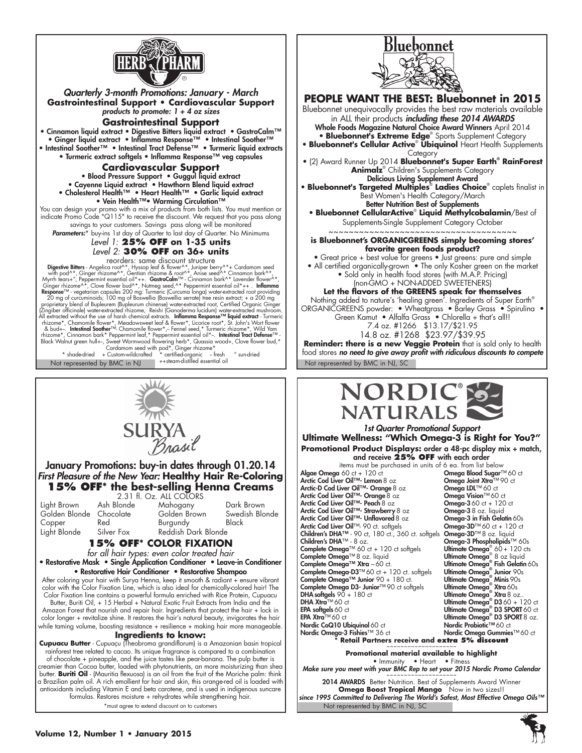## HERB PHARM

*Quarterly 3-month Promotions: January - March*

**Gastrointestinal Support • Cardiovascular Support**

*products to promote: 1 + 4 oz sizes*

### Gastrointestinal Support

• Cinnamon liquid extract • Digestive Bitters liquid extract • GastroCalm™ • Ginger liquid extract • Inflamma Response™ • Intestinal Soother™ • Intestinal Soother™ • Intestinal Tract Defense™ • Turmeric liquid extracts • Turmeric extract softgels • Inflamma Response™ veg capsules

### Cardiovascular Support

• Blood Pressure Support • Guggul liquid extract • Cayenne Liquid extract • Hawthorn Blend liquid extract • Cholesterol Health™ • Heart Health™ • Garlic liquid extract • Vein Health™• Warming Circulation™

You can design your promo with a mix of products from both lists. You must mention or indicate Promo Code "Q115" to receive the discount. We request that you pass along savings to your customers. Savings pass along will be monitored

*Parameters:** buy-ins 1st day of Quarter to last day of Quarter. No Minimums

*Level 1:* **25% OFF on 1-35 units**

*Level 2:* **30% OFF on 36+ units**

reorders: same discount structure

**Digestive Bitters** - Angelica root^*, Hyssop leaf & flower^*, Juniper berry^*+ Cardamom seed with pod^*, Ginger rhizome^*, Gentian rhizome & root^*, Anise seed^* Cinnamon bark^*, Myrrh tears+", Peppermint essential oil*++. **GastroCalm**™ - Cinnamon bark^* Lavender flower^*, Ginger rhizome^*, Clove flower bud^*, Nutmeg seed,^* Peppermint essential oil*++ . **Inflamma Response**™ - vegetarian capsules 200 mg: Turmeric (Curcuma longa) water-extracted root providing 20 mg of curcuminoids; 100 mg of Boswellia (Boswellia serrate) tree resin extract; + a 200 mg proprietary blend of Bupleurem (Bupleurum chinense) water-extracted root, Certified Organic Ginger (Zingiber officinale) water-extracted rhizome, Reishi (Ganoderma lucidum) water-extracted mushroom. All extracted without the use of harsh chemical extracts. **Inflamma Response™ liquid extract** - Turmeric rhizome*, Chamomile flower*, Meadowsweet leaf & flower*, Licorice root*, St. John's Wort flower & bud+–. **Intestinal Soother**™- Chamomile flower*,– Fennel seed,* Turmeric rhizome*, Wild Yam rhizome*, Cinnamon bark* Peppermint leaf,* Peppermint essential oil*–. **Intestinal Tract Defense**™ - Black Walnut green hull+–, Sweet Wormwood flowering herb*, Quassia wood+, Clove flower bud,* Cardamom seed with pod*, Ginger rhizome*

^ shade-dried + Custom-wildcrafted * certified-organic – fresh " sun-dried ++steam-distilled essential oil

Not represented by BMC in NJ

## Bluebonnet

### PEOPLE WANT THE BEST: Bluebonnet in 2015

Bluebonnet unequivocally provides the best raw materials available in ALL their products ***including these 2014 AWARDS***

**Whole Foods Magazine Natural Choice Award Winners** April 2014

• **Bluebonnet's Extreme Edge**® Sports Supplement Category

• **Bluebonnet's Cellular Active**® **Ubiquinol** Heart Health Supplements Category

• (2) Award Runner Up 2014 **Bluebonnet's Super Earth**® **RainForest Animalz**® Children's Supplements Category

**Delicious Living Supplement Award**

• **Bluebonnet's Targeted Multiples**® **Ladies Choice**® caplets finalist in Best Women's Health Category/March

**Better Nutrition Best of Supplements**

• **Bluebonnet CellularActive**® **Liquid Methylcobalamin**/Best of Supplements-Single Supplement Category October

~~~~~~~~~~~~~~~~~~~~~~~~~~~~~~~~~~~~~~

**is Bluebonnet's ORGANICGREENS simply becoming stores' favorite green foods product?**

• Great price + best value for greens • Just greens: pure and simple
• All certified organically-grown • The only Kosher green on the market
• Sold only in health food stores (with M.A.P. Pricing) (non-GMO + NON-ADDED SWEETENERS)

**Let the flavors of the GREENS speak for themselves**

Nothing added to nature's 'healing green'. Ingredients of Super Earth® ORGANICGREENS powder: • Wheatgrass • Barley Grass • Spirulina • Green Kamut • Alfalfa Grass • Chlorella + that's all!!

7.4 oz. #1266 $13.17/$21.95

14.8 oz. #1268 $23.97/$39.95

**Reminder: there is a new Veggie Protein** that is sold only to health food stores ***no need to give away profit with ridiculous discounts to compete***

Not represented by BMC in NJ, SC

## SURYA Brasil

### January Promotions: buy-in dates through 01.20.14

*First Pleasure of the New Year:* **Healthy Hair Re-Coloring**

**15% OFF* the best-selling Henna Creams**

2.31 fl. Oz. ALL COLORS

| Light Brown | Ash Blonde | Mahogany | Dark Brown |
|---|---|---|---|
| Golden Blonde | Chocolate | Golden Brown | Swedish Blonde |
| Copper | Red | Burgundy | Black |
| Light Blonde | Silver Fox | Reddish Dark Blonde | |

**15% OFF* COLOR FIXATION**

*for all hair types: even color treated hair*

• Restorative Mask • Single Application Conditioner • Leave-in Conditioner • Restorative Hair Conditioner • Restorative Shampoo

After coloring your hair with Surya Henna, keep it smooth & radiant + ensure vibrant color with the Color Fixation Line, which is also ideal for chemically-colored hair! The Color Fixation line contains a powerful formula enriched with Rice Protein, Cupuacu Butter, Buriti Oil, + 15 Herbal + Natural Exotic Fruit Extracts from India and the Amazon Forest that nourish and repair hair. Ingredients that protect the hair + lock in color longer + revitalize shine. It restores the hair's natural beauty, invigorates the hair while taming volume, boosting resistance + resilience + making hair more manageable.

**Ingredients to know:**

**Cupuacu Butter** - Cupuaçu (Theobroma grandiflorum) is a Amazonian basin tropical rainforest tree related to cacao. Its unique fragrance is compared to a combination of chocolate + pineapple, and the juice tastes like pear-banana. The pulp butter is creamier than Cocoa butter, loaded with phytonutrients, an more moisturizing than shea butter. **Buriti Oil** - (Mauritia flexuosa) is an oil from the fruit of the Moriche palm: think a Brazilian palm oil. A rich emollient for hair and skin, this orange-red oil is loaded with antioxidants including Vitamin E and beta carotene, and is used in indigenous suncare formulas. Restores moisture + rehydrates while strengthening hair.

*must agree to extend discount on to customers

## NORDIC® NATURALS

*1st Quarter Promotional Support*

**Ultimate Wellness: "Which Omega-3 is Right for You?"**

**Promotional Product Displays:** order a 48-pc display mix + match, and receive **25% OFF** with each order

items must be purchased in units of 6 ea. from list below

**Algae Omega** 60 ct + 120 ct
**Arctic Cod Liver Oil™- Lemon** 8 oz
**Arctic-D Cod Liver Oil™- Orange** 8 oz
**Arctic Cod Liver Oil™- Orange** 8 oz
**Arctic Cod Liver Oil™- Peach** 8 oz
**Arctic Cod Liver Oil™- Strawberry** 8 oz
**Arctic Cod Liver Oil™- Unflavored** 8 oz
**Arctic Cod Liver Oil**™- 90 ct. softgels
**Children's DHA™** - 90 ct, 180 ct., 360 ct. softgels
**Children's DHA**™ - 8 oz.
**Complete Omega**™ 60 ct + 120 ct softgels
**Complete Omega**™ 8 oz. liquid
**Complete Omega™ Xtra** – 60 ct.
**Complete Omega-D3**™ 60 ct + 120 ct. softgels
**Complete Omega™ Junior** 90 + 180 ct.
**Complete Omega D3- Junior**™ 90 ct softgels
**DHA softgels** 90 + 180 ct
**DHA Xtra**™ 60 ct
**EPA softgels** 60 ct
**EPA Xtra**™ 60 ct
**Nordic CoQ10 Ubiquinol** 60 ct
**Nordic Omega-3 Fishies**™ 36 ct
**Omega Blood Sugar**™ 60 ct
**Omega Joint Xtra**™ 90 ct
**Omega LDL**™ 60 ct
**Omega Vision**™ 60 ct
**Omega-3** 60 ct + 120 ct
**Omega-3** 8 oz. liquid
**Omega-3 in Fish Gelatin** 60s
**Omega-3D**™ 60 ct + 120 ct
**Omega-3D**™ 8 oz. liquid
**Omega-3 Phospholipids**™ 60s
**Ultimate Omega**® 60 + 120 cts
**Ultimate Omega**® 8 oz liquid
**Ultimate Omega**® **Fish Gelatin** 60s
**Ultimate Omega**® **Junior** 90s
**Ultimate Omega**® **Minis** 90s
**Ultimate Omega**® **Xtra** 60s
**Ultimate Omega**® **Xtra** 8 oz..
**Ultimate Omega**® **D3** 60 + 120 ct
**Ultimate Omega**® **D3 SPORT** 60 ct
**Ultimate Omega**® **D3 SPORT** 8 oz.
**Nordic Probiotic™** 60 ct
**Nordic Omega Gummies**™ 60 ct

*** Retail Partners receive and extra 5% discount**

~~~~~~~~~~~~~~~~~~~

**Promotional material available to highlight**

• Immunity • Heart • Fitness

*Make sure you meet with your BMC Rep to set your 2015 Nordic Promo Calendar*

~~~~~~~~~~~~~~~~~~~

**2014 AWARDS** Better Nutrition. Best of Supplements Award Winner

**Omega Boost Tropical Mango** Now in two sizes!!

*since 1995 Committed to Delivering The World's Safest, Most Effective Omega Oils™*

Not represented by BMC in NJ, SC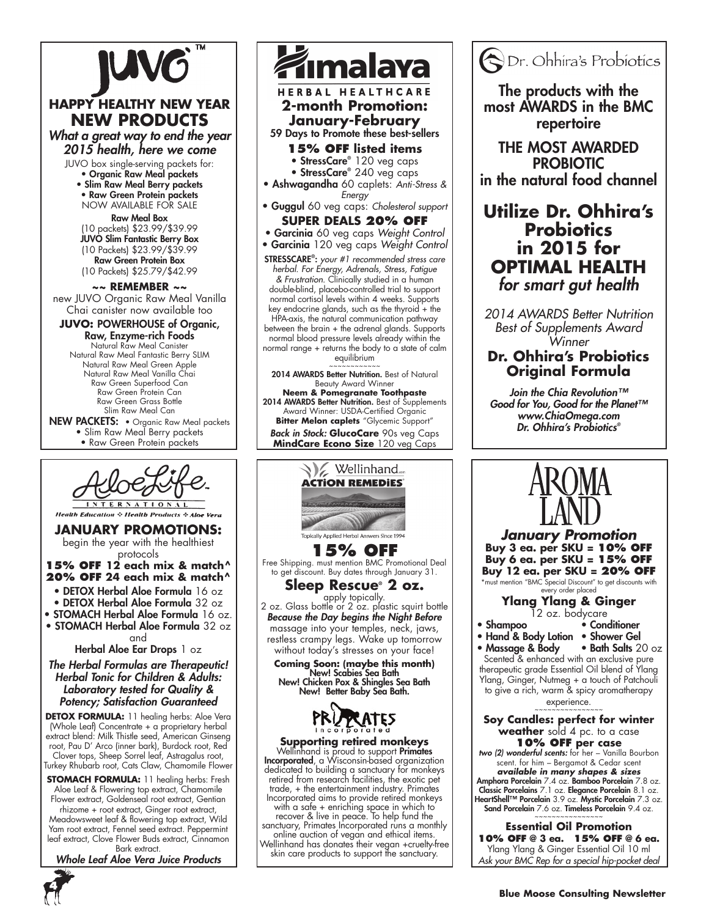# JUVO™

## HAPPY HEALTHY NEW YEAR

## NEW PRODUCTS

*What a great way to end the year 2015 health, here we come*

JUVO box single-serving packets for:

- **Organic Raw Meal packets**
- **Slim Raw Meal Berry packets**
- **Raw Green Protein packets**

NOW AVAILABLE FOR SALE

**Raw Meal Box**
(10 packets) $23.99/$39.99
**JUVO Slim Fantastic Berry Box**
(10 Packets) $23.99/$39.99
**Raw Green Protein Box**
(10 Packets) $25.79/$42.99

**~~ REMEMBER ~~**

new JUVO Organic Raw Meal Vanilla Chai canister now available too

**JUVO:** POWERHOUSE of Organic, Raw, Enzyme-rich Foods

Natural Raw Meal Canister
Natural Raw Meal Fantastic Berry SLIM
Natural Raw Meal Green Apple
Natural Raw Meal Vanilla Chai
Raw Green Superfood Can
Raw Green Protein Can
Raw Green Grass Bottle
Slim Raw Meal Can

**NEW PACKETS:**
- Organic Raw Meal packets
- Slim Raw Meal Berry packets
- Raw Green Protein packets

# AloeLife INTERNATIONAL

Health Education ❖ Health Products ❖ Aloe Vera

## JANUARY PROMOTIONS:

begin the year with the healthiest protocols

**15% OFF 12 each mix & match^**
**20% OFF 24 each mix & match^**

- **DETOX Herbal Aloe Formula** 16 oz
- **DETOX Herbal Aloe Formula** 32 oz
- **STOMACH Herbal Aloe Formula** 16 oz.
- **STOMACH Herbal Aloe Formula** 32 oz

and

**Herbal Aloe Ear Drops** 1 oz

***The Herbal Formulas are Therapeutic! Herbal Tonic for Children & Adults: Laboratory tested for Quality & Potency; Satisfaction Guaranteed***

**DETOX FORMULA:** 11 healing herbs: Aloe Vera (Whole Leaf) Concentrate + a proprietary herbal extract blend: Milk Thistle seed, American Ginseng root, Pau D' Arco (inner bark), Burdock root, Red Clover tops, Sheep Sorrel leaf, Astragalus root, Turkey Rhubarb root, Cats Claw, Chamomile Flower

**STOMACH FORMULA:** 11 healing herbs: Fresh Aloe Leaf & Flowering top extract, Chamomile Flower extract, Goldenseal root extract, Gentian rhizome + root extract, Ginger root extract, Meadowsweet leaf & flowering top extract, Wild Yam root extract, Fennel seed extract. Peppermint leaf extract, Clove Flower Buds extract, Cinnamon Bark extract.

***Whole Leaf Aloe Vera Juice Products***

# Himalaya

HERBAL HEALTHCARE

## 2-month Promotion: January-February

59 Days to Promote these best-sellers

**15% OFF listed items**

- **StressCare®** 120 veg caps
- **StressCare®** 240 veg caps
- **Ashwagandha** 60 caplets: *Anti-Stress & Energy*
- **Guggul** 60 veg caps: *Cholesterol support*

**SUPER DEALS 20% OFF**

- **Garcinia** 60 veg caps *Weight Control*
- **Garcinia** 120 veg caps *Weight Control*

**STRESSCARE®:** *your #1 recommended stress care herbal. For Energy, Adrenals, Stress, Fatigue & Frustration.* Clinically studied in a human double-blind, placebo-controlled trial to support normal cortisol levels within 4 weeks. Supports key endocrine glands, such as the thyroid + the HPA-axis, the natural communication pathway between the brain + the adrenal glands. Supports normal blood pressure levels already within the normal range + returns the body to a state of calm equilibrium

~~~~~~~~~~~

**2014 AWARDS Better Nutrition.** Best of Natural Beauty Award Winner
**Neem & Pomegranate Toothpaste**
**2014 AWARDS Better Nutrition.** Best of Supplements Award Winner: USDA-Certified Organic
**Bitter Melon caplets** "Glycemic Support"

***Back in Stock:*** **GlucoCare** 90s veg Caps
**MindCare Econo Size** 120 veg Caps

# Wellinhand ACTION REMEDIES

Topically Applied Herbal Answers Since 1994

## 15% OFF

Free Shipping. must mention BMC Promotional Deal to get discount. Buy dates through January 31.

### Sleep Rescue® 2 oz.

apply topically.
2 oz. Glass bottle or 2 oz. plastic squirt bottle
***Because the Day begins the Night Before*** massage into your temples, neck, jaws, restless crampy legs. Wake up tomorrow without today's stresses on your face!

**Coming Soon: (maybe this month)**
**New! Scabies Sea Bath**
**New! Chicken Pox & Shingles Sea Bath**
**New! Better Baby Sea Bath.**

PRIMATES incorporated

**Supporting retired monkeys**

Wellinhand is proud to support **Primates Incorporated**, a Wisconsin-based organization dedicated to building a sanctuary for monkeys retired from research facilities, the exotic pet trade, + the entertainment industry. Primates Incorporated aims to provide retired monkeys with a safe + enriching space in which to recover & live in peace. To help fund the sanctuary, Primates Incorporated runs a monthly online auction of vegan and ethical items. Wellinhand has donates their vegan +cruelty-free skin care products to support the sanctuary.

# Dr. Ohhira's Probiotics

The products with the most AWARDS in the BMC repertoire

THE MOST AWARDED PROBIOTIC in the natural food channel

## Utilize Dr. Ohhira's Probiotics in 2015 for OPTIMAL HEALTH

*for smart gut health*

*2014 AWARDS Better Nutrition Best of Supplements Award Winner*

**Dr. Ohhira's Probiotics Original Formula**

***Join the Chia Revolution™***
***Good for You, Good for the Planet™***
***www.ChiaOmega.com***
***Dr. Ohhira's Probiotics®***

# AROMA LAND

## *January Promotion*

**Buy 3 ea. per SKU = 10% OFF**
**Buy 6 ea. per SKU = 15% OFF**
**Buy 12 ea. per SKU = 20% OFF**

*must mention "BMC Special Discount" to get discounts with every order placed

### Ylang Ylang & Ginger

12 oz. bodycare

- **Shampoo**
- **Conditioner**
- **Hand & Body Lotion**
- **Shower Gel**
- **Massage & Body**
- **Bath Salts** 20 oz

Scented & enhanced with an exclusive pure therapeutic grade Essential Oil blend of Ylang Ylang, Ginger, Nutmeg + a touch of Patchouli to give a rich, warm & spicy aromatherapy experience.

~~~~~~~~~~~~~~~

**Soy Candles: perfect for winter weather** sold 4 pc. to a case

**10% OFF per case**

***two (2) wonderful scents:*** for her – Vanilla Bourbon scent. for him – Bergamot & Cedar scent

***available in many shapes & sizes***

**Amphora Porcelain** 7.4 oz. **Bamboo Porcelain** 7.8 oz. **Classic Porcelains** 7.1 oz. **Elegance Porcelain** 8.1 oz. **HeartShell™ Porcelain** 3.9 oz. **Mystic Porcelain** 7.3 oz. **Sand Porcelain** 7.6 oz. **Timeless Porcelain** 9.4 oz.

~~~~~~~~~~~~~~~

**Essential Oil Promotion**

**10% OFF @ 3 ea. 15% OFF @ 6 ea.**

Ylang Ylang & Ginger Essential Oil 10 ml

*Ask your BMC Rep for a special hip-pocket deal*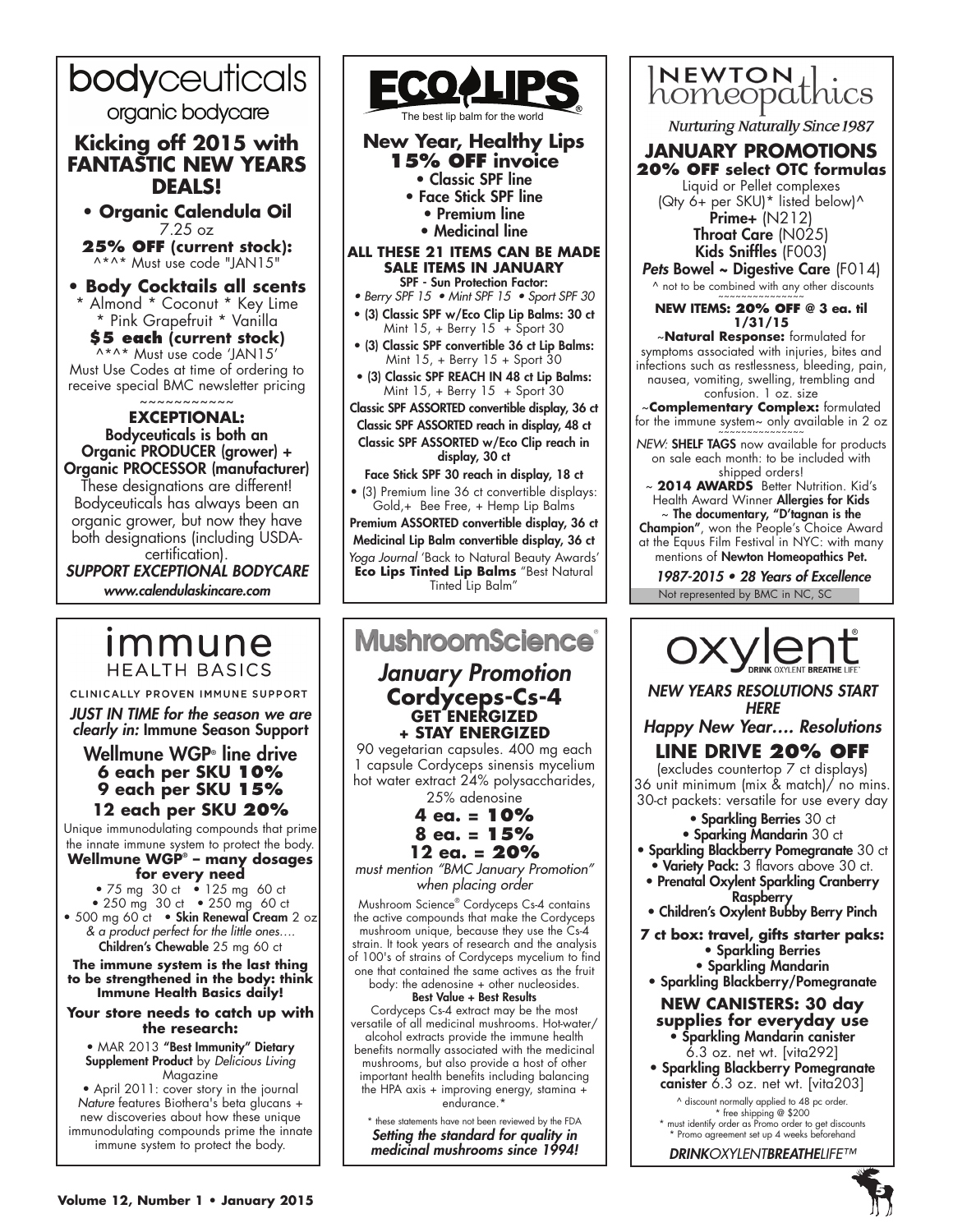# bodyceuticals

organic bodycare

## Kicking off 2015 with FANTASTIC NEW YEARS DEALS!

**• Organic Calendula Oil**
7.25 oz
**25% OFF (current stock):**
^*^* Must use code "JAN15"

**• Body Cocktails all scents**
* Almond * Coconut * Key Lime * Pink Grapefruit * Vanilla
**$5 each (current stock)**
^*^* Must use code 'JAN15'
Must Use Codes at time of ordering to receive special BMC newsletter pricing

~~~~~~~~~~~~

**EXCEPTIONAL:**
Bodyceuticals is both an Organic PRODUCER (grower) + Organic PROCESSOR (manufacturer)
These designations are different! Bodyceuticals has always been an organic grower, but now they have both designations (including USDA-certification).

***SUPPORT EXCEPTIONAL BODYCARE***
*www.calendulaskincare.com*

# ECO LIPS

The best lip balm for the world

## New Year, Healthy Lips 15% OFF invoice

- Classic SPF line
- Face Stick SPF line
- Premium line
- Medicinal line

**ALL THESE 21 ITEMS CAN BE MADE SALE ITEMS IN JANUARY**
**SPF - Sun Protection Factor:**
*• Berry SPF 15 • Mint SPF 15 • Sport SPF 30*

- (3) Classic SPF w/Eco Clip Lip Balms: 30 ct
  Mint 15, + Berry 15 + Sport 30
- (3) Classic SPF convertible 36 ct Lip Balms:
  Mint 15, + Berry 15 + Sport 30
- (3) Classic SPF REACH IN 48 ct Lip Balms:
  Mint 15, + Berry 15 + Sport 30

Classic SPF ASSORTED convertible display, 36 ct
Classic SPF ASSORTED reach in display, 48 ct
Classic SPF ASSORTED w/Eco Clip reach in display, 30 ct
Face Stick SPF 30 reach in display, 18 ct

- (3) Premium line 36 ct convertible displays: Gold,+ Bee Free, + Hemp Lip Balms

Premium ASSORTED convertible display, 36 ct
Medicinal Lip Balm convertible display, 36 ct

*Yoga Journal* 'Back to Natural Beauty Awards'
**Eco Lips Tinted Lip Balms** "Best Natural Tinted Lip Balm"

# NEWTON homeopathics

*Nurturing Naturally Since 1987*

## JANUARY PROMOTIONS

**20% OFF select OTC formulas**
Liquid or Pellet complexes
(Qty 6+ per SKU)* listed below)^
**Prime+** (N212)
**Throat Care** (N025)
**Kids Sniffles** (F003)
***Pets* Bowel ~ Digestive Care** (F014)
^ not to be combined with any other discounts

~~~~~~~~~~~~~~~

**NEW ITEMS: 20% OFF @ 3 ea. til 1/31/15**
~**Natural Response:** formulated for symptoms associated with injuries, bites and infections such as restlessness, bleeding, pain, nausea, vomiting, swelling, trembling and confusion. 1 oz. size
~**Complementary Complex:** formulated for the immune system~ only available in 2 oz

~~~~~~~~~~~~~~~

*NEW:* **SHELF TAGS** now available for products on sale each month: to be included with shipped orders!
~ **2014 AWARDS** Better Nutrition. Kid's Health Award Winner **Allergies for Kids**
~ **The documentary, "D'tagnan is the Champion"**, won the People's Choice Award at the Equus Film Festival in NYC: with many mentions of **Newton Homeopathics Pet.**

*1987-2015 • 28 Years of Excellence*
Not represented by BMC in NC, SC

# immune HEALTH BASICS

CLINICALLY PROVEN IMMUNE SUPPORT

*JUST IN TIME for the season we are clearly in:* **Immune Season Support**

## Wellmune WGP® line drive

**6 each per SKU 10%**
**9 each per SKU 15%**
**12 each per SKU 20%**

Unique immunodulating compounds that prime the innate immune system to protect the body.
**Wellmune WGP® – many dosages for every need**
• 75 mg 30 ct • 125 mg 60 ct
• 250 mg 30 ct • 250 mg 60 ct
• 500 mg 60 ct • **Skin Renewal Cream** 2 oz
*& a product perfect for the little ones….*
**Children's Chewable** 25 mg 60 ct

**The immune system is the last thing to be strengthened in the body: think Immune Health Basics daily!**

**Your store needs to catch up with the research:**

• MAR 2013 **"Best Immunity" Dietary Supplement Product** by *Delicious Living* Magazine
• April 2011: cover story in the journal *Nature* features Biothera's beta glucans + new discoveries about how these unique immunodulating compounds prime the innate immune system to protect the body.

# MushroomScience®

## *January Promotion*

### Cordyceps-Cs-4 GET ENERGIZED + STAY ENERGIZED

90 vegetarian capsules. 400 mg each
1 capsule Cordyceps sinensis mycelium hot water extract 24% polysaccharides, 25% adenosine

**4 ea. = 10%**
**8 ea. = 15%**
**12 ea. = 20%**

*must mention "BMC January Promotion" when placing order*

Mushroom Science® Cordyceps Cs-4 contains the active compounds that make the Cordyceps mushroom unique, because they use the Cs-4 strain. It took years of research and the analysis of 100's of strains of Cordyceps mycelium to find one that contained the same actives as the fruit body: the adenosine + other nucleosides.

**Best Value + Best Results**
Cordyceps Cs-4 extract may be the most versatile of all medicinal mushrooms. Hot-water/alcohol extracts provide the immune health benefits normally associated with the medicinal mushrooms, but also provide a host of other important health benefits including balancing the HPA axis + improving energy, stamina + endurance.*

* these statements have not been reviewed by the FDA

***Setting the standard for quality in medicinal mushrooms since 1994!***

# oxylent®

DRINK OXYLENT BREATHE LIFE®

*NEW YEARS RESOLUTIONS START HERE*
*Happy New Year…. Resolutions*

## LINE DRIVE 20% OFF

(excludes countertop 7 ct displays)
36 unit minimum (mix & match)/ no mins.
30-ct packets: versatile for use every day

- **Sparkling Berries** 30 ct
- **Sparking Mandarin** 30 ct
- **Sparkling Blackberry Pomegranate** 30 ct
- **Variety Pack:** 3 flavors above 30 ct.
- **Prenatal Oxylent Sparkling Cranberry Raspberry**
- **Children's Oxylent Bubby Berry Pinch**

**7 ct box: travel, gifts starter paks:**

- **Sparkling Berries**
- **Sparkling Mandarin**
- **Sparkling Blackberry/Pomegranate**

**NEW CANISTERS: 30 day supplies for everyday use**

- **Sparkling Mandarin canister** 6.3 oz. net wt. [vita292]
- **Sparkling Blackberry Pomegranate canister** 6.3 oz. net wt. [vita203]

^ discount normally applied to 48 pc order.
* free shipping @ $200
* must identify order as Promo order to get discounts
* Promo agreement set up 4 weeks beforehand

*DRINKOXYLENTBREATHELIFE™*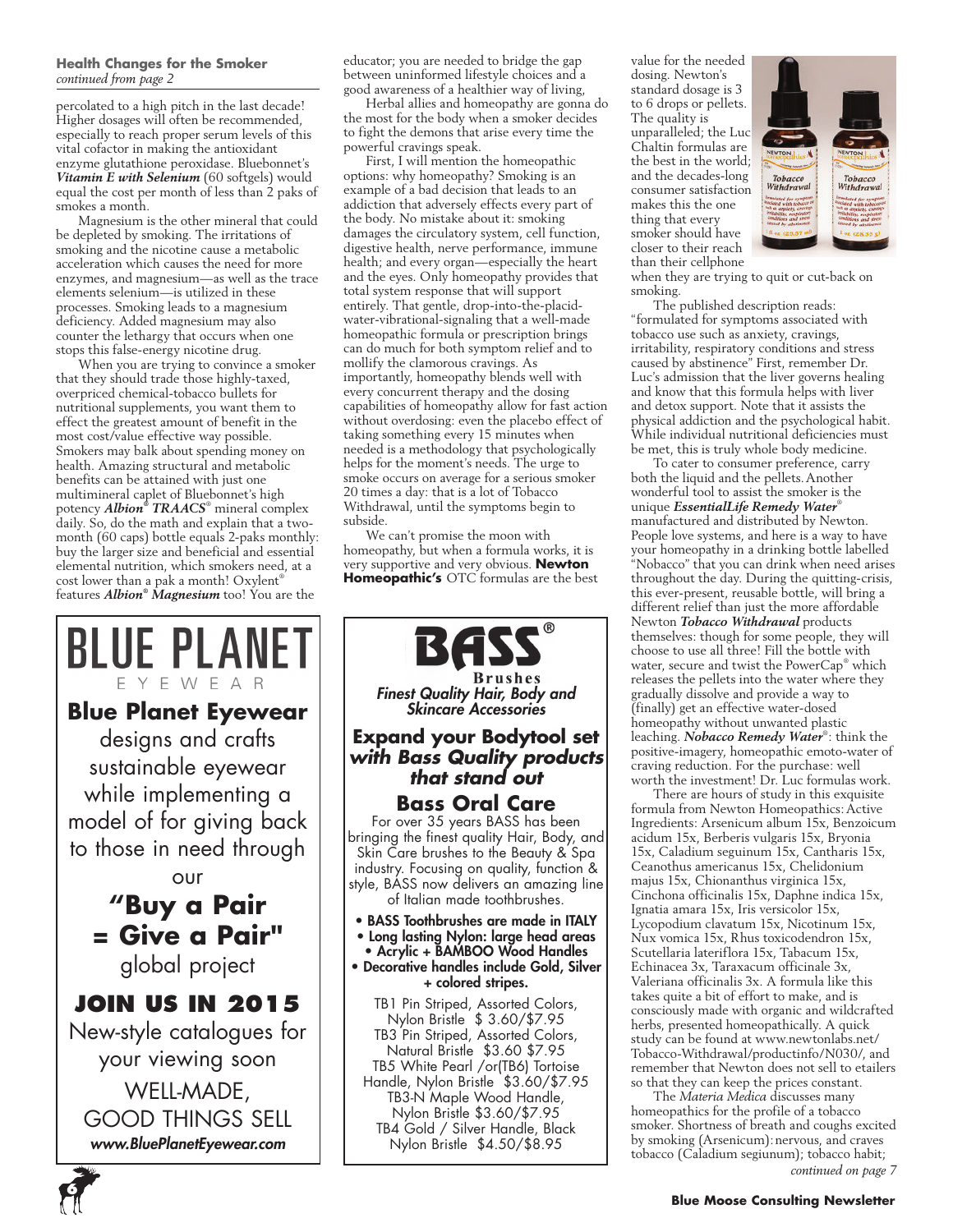**Health Changes for the Smoker**
*continued from page 2*

percolated to a high pitch in the last decade! Higher dosages will often be recommended, especially to reach proper serum levels of this vital cofactor in making the antioxidant enzyme glutathione peroxidase. Bluebonnet's ***Vitamin E with Selenium*** (60 softgels) would equal the cost per month of less than 2 paks of smokes a month.

Magnesium is the other mineral that could be depleted by smoking. The irritations of smoking and the nicotine cause a metabolic acceleration which causes the need for more enzymes, and magnesium—as well as the trace elements selenium—is utilized in these processes. Smoking leads to a magnesium deficiency. Added magnesium may also counter the lethargy that occurs when one stops this false-energy nicotine drug.

When you are trying to convince a smoker that they should trade those highly-taxed, overpriced chemical-tobacco bullets for nutritional supplements, you want them to effect the greatest amount of benefit in the most cost/value effective way possible. Smokers may balk about spending money on health. Amazing structural and metabolic benefits can be attained with just one multimineral caplet of Bluebonnet's high potency ***Albion® TRAACS®*** mineral complex daily. So, do the math and explain that a two-month (60 caps) bottle equals 2-paks monthly: buy the larger size and beneficial and essential elemental nutrition, which smokers need, at a cost lower than a pak a month! Oxylent® features ***Albion® Magnesium*** too! You are the educator; you are needed to bridge the gap between uninformed lifestyle choices and a good awareness of a healthier way of living,

Herbal allies and homeopathy are gonna do the most for the body when a smoker decides to fight the demons that arise every time the powerful cravings speak.

First, I will mention the homeopathic options: why homeopathy? Smoking is an example of a bad decision that leads to an addiction that adversely effects every part of the body. No mistake about it: smoking damages the circulatory system, cell function, digestive health, nerve performance, immune health; and every organ—especially the heart and the eyes. Only homeopathy provides that total system response that will support entirely. That gentle, drop-into-the-placid-water-vibrational-signaling that a well-made homeopathic formula or prescription brings can do much for both symptom relief and to mollify the clamorous cravings. As importantly, homeopathy blends well with every concurrent therapy and the dosing capabilities of homeopathy allow for fast action without overdosing: even the placebo effect of taking something every 15 minutes when needed is a methodology that psychologically helps for the moment's needs. The urge to smoke occurs on average for a serious smoker 20 times a day: that is a lot of Tobacco Withdrawal, until the symptoms begin to subside.

We can't promise the moon with homeopathy, but when a formula works, it is very supportive and very obvious. **Newton Homeopathic's** OTC formulas are the best value for the needed dosing. Newton's standard dosage is 3 to 6 drops or pellets. The quality is unparalleled; the Luc Chaltin formulas are the best in the world; and the decades-long consumer satisfaction makes this the one thing that every smoker should have closer to their reach than their cellphone when they are trying to quit or cut-back on smoking.

The published description reads: "formulated for symptoms associated with tobacco use such as anxiety, cravings, irritability, respiratory conditions and stress caused by abstinence" First, remember Dr. Luc's admission that the liver governs healing and know that this formula helps with liver and detox support. Note that it assists the physical addiction and the psychological habit. While individual nutritional deficiencies must be met, this is truly whole body medicine.

To cater to consumer preference, carry both the liquid and the pellets. Another wonderful tool to assist the smoker is the unique ***EssentialLife Remedy Water®*** manufactured and distributed by Newton. People love systems, and here is a way to have your homeopathy in a drinking bottle labelled "Nobacco" that you can drink when need arises throughout the day. During the quitting-crisis, this ever-present, reusable bottle, will bring a different relief than just the more affordable Newton ***Tobacco Withdrawal*** products themselves: though for some people, they will choose to use all three! Fill the bottle with water, secure and twist the PowerCap® which releases the pellets into the water where they gradually dissolve and provide a way to (finally) get an effective water-dosed homeopathy without unwanted plastic leaching. ***Nobacco Remedy Water®***: think the positive-imagery, homeopathic emoto-water of craving reduction. For the purchase: well worth the investment! Dr. Luc formulas work.

There are hours of study in this exquisite formula from Newton Homeopathics: Active Ingredients: Arsenicum album 15x, Benzoicum acidum 15x, Berberis vulgaris 15x, Bryonia 15x, Caladium seguinum 15x, Cantharis 15x, Ceanothus americanus 15x, Chelidonium majus 15x, Chionanthus virginica 15x, Cinchona officinalis 15x, Daphne indica 15x, Ignatia amara 15x, Iris versicolor 15x, Lycopodium clavatum 15x, Nicotinum 15x, Nux vomica 15x, Rhus toxicodendron 15x, Scutellaria lateriflora 15x, Tabacum 15x, Echinacea 3x, Taraxacum officinale 3x, Valeriana officinalis 3x. A formula like this takes quite a bit of effort to make, and is consciously made with organic and wildcrafted herbs, presented homeopathically. A quick study can be found at www.newtonlabs.net/Tobacco-Withdrawal/productinfo/N030/, and remember that Newton does not sell to etailers so that they can keep the prices constant.

The *Materia Medica* discusses many homeopathics for the profile of a tobacco smoker. Shortness of breath and coughs excited by smoking (Arsenicum): nervous, and craves tobacco (Caladium segiunum); tobacco habit;

*continued on page 7*

---

# BLUE PLANET
EYEWEAR

**Blue Planet Eyewear** designs and crafts sustainable eyewear while implementing a model of for giving back to those in need through our

**"Buy a Pair = Give a Pair"** global project

**JOIN US IN 2015**

New-style catalogues for your viewing soon

WELL-MADE, GOOD THINGS SELL

***www.BluePlanetEyewear.com***

---

# BASS®
**Brushes**

***Finest Quality Hair, Body and Skincare Accessories***

## Expand your Bodytool set *with Bass Quality products that stand out*

## Bass Oral Care

For over 35 years BASS has been bringing the finest quality Hair, Body, and Skin Care brushes to the Beauty & Spa industry. Focusing on quality, function & style, BASS now delivers an amazing line of Italian made toothbrushes.

- **BASS Toothbrushes are made in ITALY**
- **Long lasting Nylon: large head areas**
- **Acrylic + BAMBOO Wood Handles**
- **Decorative handles include Gold, Silver + colored stripes.**

TB1 Pin Striped, Assorted Colors, Nylon Bristle $ 3.60/$7.95
TB3 Pin Striped, Assorted Colors, Natural Bristle $3.60 $7.95
TB5 White Pearl /or(TB6) Tortoise Handle, Nylon Bristle $3.60/$7.95
TB3-N Maple Wood Handle, Nylon Bristle $3.60/$7.95
TB4 Gold / Silver Handle, Black Nylon Bristle $4.50/$8.95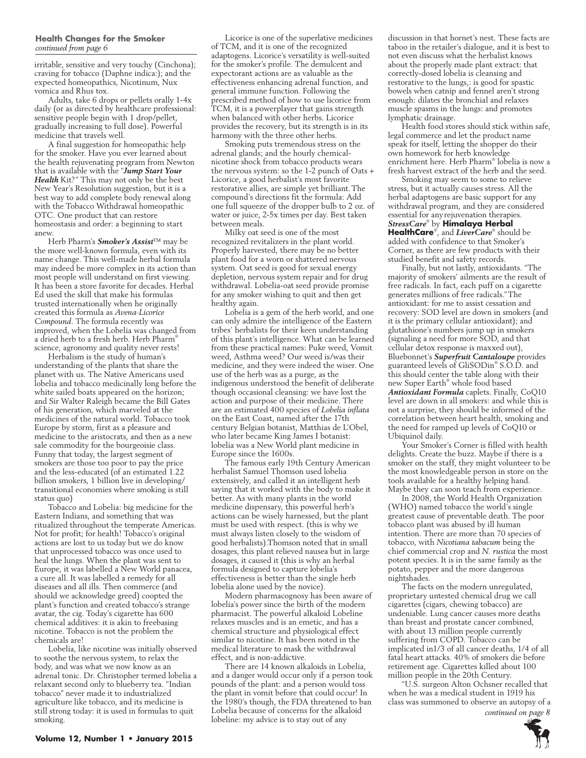**Health Changes for the Smoker**
*continued from page 6*

irritable, sensitive and very touchy (Cinchona); craving for tobacco (Daphne indica:); and the expected homeopathics, Nicotinum, Nux vomica and Rhus tox.

Adults, take 6 drops or pellets orally 1-4x daily (or as directed by healthcare professional: sensitive people begin with 1 drop/pellet, gradually increasing to full dose). Powerful medicine that travels well.

A final suggestion for homeopathic help for the smoker. Have you ever learned about the health rejuvenating program from Newton that is available with the "***Jump Start Your Health*** Kit?" This may not only be the best New Year's Resolution suggestion, but it is a best way to add complete body renewal along with the Tobacco Withdrawal homeopathic OTC. One product that can restore homeostasis and order: a beginning to start anew.

Herb Pharm's ***Smoker's Assist***™ may be the more well-known formula, even with its name change. This well-made herbal formula may indeed be more complex in its action than most people will understand on first viewing. It has been a store favorite for decades. Herbal Ed used the skill that make his formulas trusted internationally when he originally created this formula as *Avena-Licorice Compound*. The formula recently was improved, when the Lobelia was changed from a dried herb to a fresh herb. Herb Pharm® science, agronomy and quality never rests!

Herbalism is the study of human's understanding of the plants that share the planet with us. The Native Americans used lobelia and tobacco medicinally long before the white sailed boats appeared on the horizon; and Sir Walter Raleigh became the Bill Gates of his generation, which marveled at the medicines of the natural world. Tobacco took Europe by storm, first as a pleasure and medicine to the aristocrats, and then as a new sale commodity for the bourgeoisie class. Funny that today, the largest segment of smokers are those too poor to pay the price and the less-educated (of an estimated 1.22 billion smokers, 1 billion live in developing/transitional economies where smoking is still status quo)

Tobacco and Lobelia: big medicine for the Eastern Indians, and something that was ritualized throughout the temperate Americas. Not for profit; for health! Tobacco's original actions are lost to us today but we do know that unprocessed tobacco was once used to heal the lungs. When the plant was sent to Europe, it was labelled a New World panacea, a cure all. It was labelled a remedy for all diseases and all ills. Then commerce (and should we acknowledge greed) coopted the plant's function and created tobacco's strange avatar, the cig. Today's cigarette has 600 chemical additives: it is akin to freebasing nicotine. Tobacco is not the problem the chemicals are!

Lobelia, like nicotine was initially observed to soothe the nervous system, to relax the body, and was what we now know as an adrenal tonic. Dr. Christopher termed lobelia a relaxant second only to blueberry tea. "Indian tobacco" never made it to industrialized agriculture like tobacco, and its medicine is still strong today: it is used in formulas to quit smoking.

Licorice is one of the superlative medicines of TCM, and it is one of the recognized adaptogens. Licorice's versatility is well-suited for the smoker's profile. The demulcent and expectorant actions are as valuable as the effectiveness enhancing adrenal function, and general immune function. Following the prescribed method of how to use licorice from TCM, it is a powerplayer that gains strength when balanced with other herbs. Licorice provides the recovery, but its strength is in its harmony with the three other herbs.

Smoking puts tremendous stress on the adrenal glands; and the hourly chemical-nicotine shock from tobacco products wears the nervous system: so the 1-2 punch of Oats + Licorice, a good herbalist's most favorite restorative allies, are simple yet brilliant. The compound's directions fit the formula: Add one full squeeze of the dropper bulb to 2 oz. of water or juice, 2-5x times per day. Best taken between meals.

Milky oat seed is one of the most recognized revitalizers in the plant world. Properly harvested, there may be no better plant food for a worn or shattered nervous system. Oat seed is good for sexual energy depletion, nervous system repair and for drug withdrawal. Lobelia-oat seed provide promise for any smoker wishing to quit and then get healthy again.

Lobelia is a gem of the herb world, and one can only admire the intelligence of the Eastern tribes' herbalists for their keen understanding of this plant's intelligence. What can be learned from these practical names: Puke weed, Vomit weed, Asthma weed? Our weed is/was their medicine, and they were indeed the wiser. One use of the herb was as a purge, as the indigenous understood the benefit of deliberate though occasional cleansing: we have lost the action and purpose of their medicine. There are an estimated 400 species of *Lobelia inflata* on the East Coast, named after the 17th century Belgian botanist, Matthias de L'Obel, who later became King James I botanist: lobelia was a New World plant medicine in Europe since the 1600s.

The famous early 19th Century American herbalist Samuel Thomson used lobelia extensively, and called it an intelligent herb saying that it worked with the body to make it better. As with many plants in the world medicine dispensary, this powerful herb's actions can be wisely harnessed, but the plant must be used with respect. (this is why we must always listen closely to the wisdom of good herbalists).Thomson noted that in small dosages, this plant relieved nausea but in large dosages, it caused it (this is why an herbal formula designed to capture lobelia's effectiveness is better than the single herb lobelia alone used by the novice).

Modern pharmacognosy has been aware of lobelia's power since the birth of the modern pharmacist. The powerful alkaloid Lobeline relaxes muscles and is an emetic, and has a chemical structure and physiological effect similar to nicotine. It has been noted in the medical literature to mask the withdrawal effect, and is non-addictive.

There are 14 known alkaloids in Lobelia, and a danger would occur only if a person took pounds of the plant: and a person would toss the plant in vomit before that could occur! In the 1980's though, the FDA threatened to ban Lobelia because of concerns for the alkaloid lobeline: my advice is to stay out of any discussion in that hornet's nest. These facts are taboo in the retailer's dialogue, and it is best to not even discuss what the herbalist knows about the properly made plant extract: that correctly-dosed lobelia is cleansing and restorative to the lungs,: is good for spastic bowels when catnip and fennel aren't strong enough: dilates the bronchial and relaxes muscle spasms in the lungs: and promotes lymphatic drainage.

Health food stores should stick within safe, legal commerce and let the product name speak for itself, letting the shopper do their own homework for herb knowledge enrichment here. Herb Pharm® lobelia is now a fresh harvest extract of the herb and the seed.

Smoking may seem to some to relieve stress, but it actually causes stress. All the herbal adaptogens are basic support for any withdrawal program, and they are considered essential for any rejuvenation therapies. ***StressCare***® by **Himalaya Herbal HealthCare**®, and ***LiverCare***® should be added with confidence to that Smoker's Corner, as there are few products with their studied benefit and safety records.

Finally, but not lastly, antioxidants. "The majority of smokers' ailments are the result of free radicals. In fact, each puff on a cigarette generates millions of free radicals." The antioxidant: for me to assist cessation and recovery: SOD level are down in smokers (and it is the primary cellular antioxidant); and glutathione's numbers jump up in smokers (signaling a need for more SOD, and that cellular detox response is maxxed out), Bluebonnet's ***Superfruit Cantaloupe*** provides guaranteed levels of GliSODin® S.O.D. and this should center the table along with their new Super Earth® whole food based ***Antioxidant Formula*** caplets. Finally, CoQ10 level are down in all smokers: and while this is not a surprise, they should be informed of the correlation between heart health, smoking and the need for ramped up levels of CoQ10 or Ubiquinol daily.

Your Smoker's Corner is filled with health delights. Create the buzz. Maybe if there is a smoker on the staff, they might volunteer to be the most knowledgeable person in store on the tools available for a healthy helping hand. Maybe they can soon teach from experience.

In 2008, the World Health Organization (WHO) named tobacco the world's single greatest cause of preventable death. The poor tobacco plant was abused by ill human intention. There are more than 70 species of tobacco, with *Nicotiana tabacum* being the chief commercial crop and *N. rustica* the most potent species. It is in the same family as the potato, pepper and the more dangerous nightshades.

The facts on the modern unregulated, proprietary untested chemical drug we call cigarettes (cigars, chewing tobacco) are undeniable. Lung cancer causes more deaths than breast and prostate cancer combined, with about 13 million people currently suffering from COPD. Tobacco can be implicated in1/3 of all cancer deaths, 1/4 of all fatal heart attacks. 40% of smokers die before retirement age. Cigarettes killed about 100 million people in the 20th Century.

"U.S. surgeon Alton Ochsner recalled that when he was a medical student in 1919 his class was summoned to observe an autopsy of a

*continued on page 8*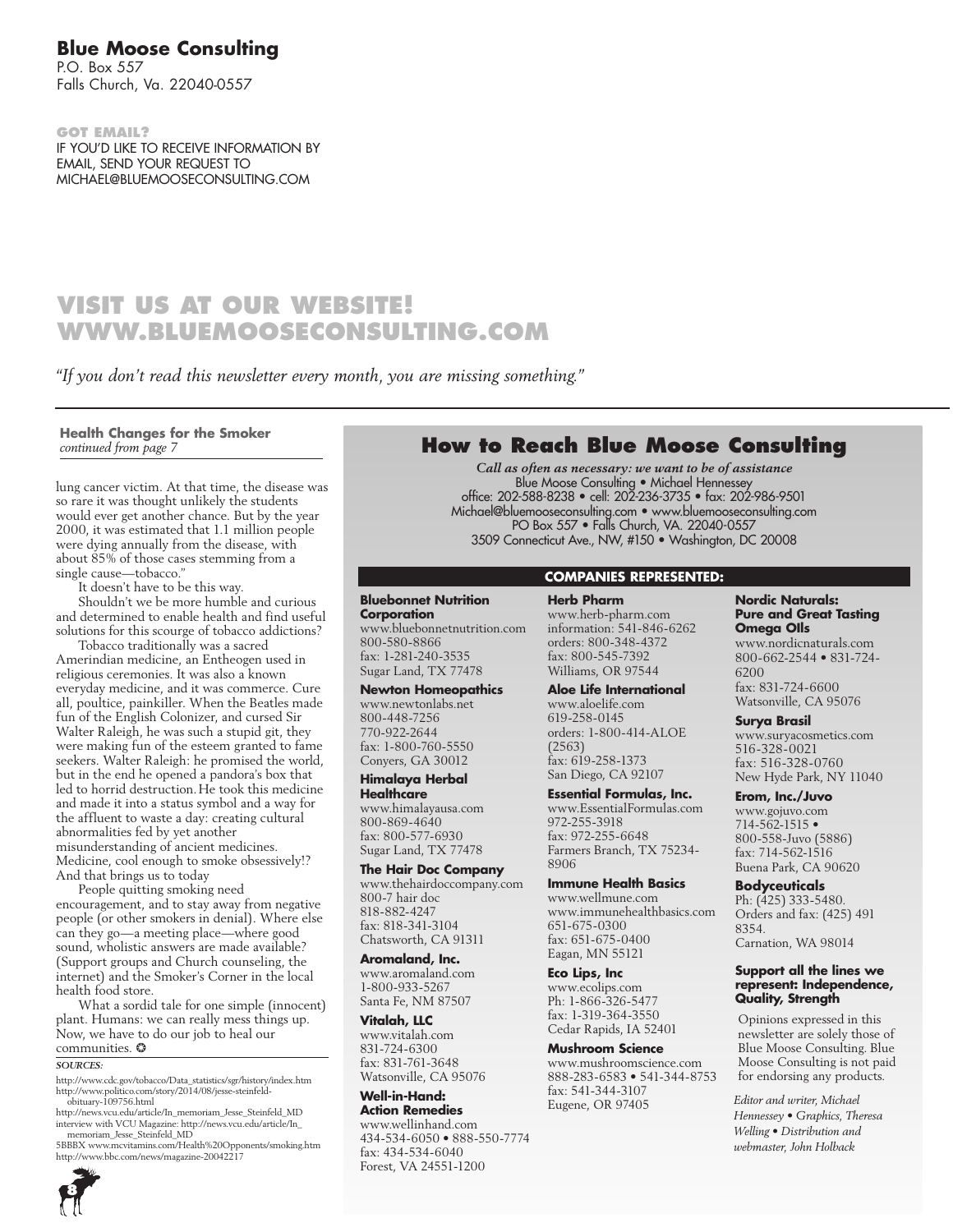**Blue Moose Consulting**
P.O. Box 557
Falls Church, Va. 22040-0557

**GOT EMAIL?**
IF YOU'D LIKE TO RECEIVE INFORMATION BY EMAIL, SEND YOUR REQUEST TO MICHAEL@BLUEMOOSECONSULTING.COM

## VISIT US AT OUR WEBSITE! WWW.BLUEMOOSECONSULTING.COM

*"If you don't read this newsletter every month, you are missing something."*

**Health Changes for the Smoker**
*continued from page 7*

lung cancer victim. At that time, the disease was so rare it was thought unlikely the students would ever get another chance. But by the year 2000, it was estimated that 1.1 million people were dying annually from the disease, with about 85% of those cases stemming from a single cause—tobacco."

It doesn't have to be this way.

Shouldn't we be more humble and curious and determined to enable health and find useful solutions for this scourge of tobacco addictions?

Tobacco traditionally was a sacred Amerindian medicine, an Entheogen used in religious ceremonies. It was also a known everyday medicine, and it was commerce. Cure all, poultice, painkiller. When the Beatles made fun of the English Colonizer, and cursed Sir Walter Raleigh, he was such a stupid git, they were making fun of the esteem granted to fame seekers. Walter Raleigh: he promised the world, but in the end he opened a pandora's box that led to horrid destruction. He took this medicine and made it into a status symbol and a way for the affluent to waste a day: creating cultural abnormalities fed by yet another misunderstanding of ancient medicines. Medicine, cool enough to smoke obsessively!? And that brings us to today

People quitting smoking need encouragement, and to stay away from negative people (or other smokers in denial). Where else can they go—a meeting place—where good sound, wholistic answers are made available? (Support groups and Church counseling, the internet) and the Smoker's Corner in the local health food store.

What a sordid tale for one simple (innocent) plant. Humans: we can really mess things up. Now, we have to do our job to heal our communities. ✪

***SOURCES:***

http://www.cdc.gov/tobacco/Data_statistics/sgr/history/index.htm
http://www.politico.com/story/2014/08/jesse-steinfeld-obituary-109756.html
http://news.vcu.edu/article/In_memoriam_Jesse_Steinfeld_MD
interview with VCU Magazine: http://news.vcu.edu/article/In_memoriam_Jesse_Steinfeld_MD
5BBBX www.mcvitamins.com/Health%20Opponents/smoking.htm
http://www.bbc.com/news/magazine-20042217

## How to Reach Blue Moose Consulting

***Call as often as necessary: we want to be of assistance***
Blue Moose Consulting • Michael Hennessey
office: 202-588-8238 • cell: 202-236-3735 • fax: 202-986-9501
Michael@bluemooseconsulting.com • www.bluemooseconsulting.com
PO Box 557 • Falls Church, VA. 22040-0557
3509 Connecticut Ave., NW, #150 • Washington, DC 20008

### COMPANIES REPRESENTED:

**Bluebonnet Nutrition Corporation**
www.bluebonnetnutrition.com
800-580-8866
fax: 1-281-240-3535
Sugar Land, TX 77478

**Newton Homeopathics**
www.newtonlabs.net
800-448-7256
770-922-2644
fax: 1-800-760-5550
Conyers, GA 30012

**Himalaya Herbal Healthcare**
www.himalayausa.com
800-869-4640
fax: 800-577-6930
Sugar Land, TX 77478

**The Hair Doc Company**
www.thehairdoccompany.com
800-7 hair doc
818-882-4247
fax: 818-341-3104
Chatsworth, CA 91311

**Aromaland, Inc.**
www.aromaland.com
1-800-933-5267
Santa Fe, NM 87507

**Vitalah, LLC**
www.vitalah.com
831-724-6300
fax: 831-761-3648
Watsonville, CA 95076

**Well-in-Hand: Action Remedies**
www.wellinhand.com
434-534-6050 • 888-550-7774
fax: 434-534-6040
Forest, VA 24551-1200

**Herb Pharm**
www.herb-pharm.com
information: 541-846-6262
orders: 800-348-4372
fax: 800-545-7392
Williams, OR 97544

**Aloe Life International**
www.aloelife.com
619-258-0145
orders: 1-800-414-ALOE (2563)
fax: 619-258-1373
San Diego, CA 92107

**Essential Formulas, Inc.**
www.EssentialFormulas.com
972-255-3918
fax: 972-255-6648
Farmers Branch, TX 75234-8906

**Immune Health Basics**
www.wellmune.com
www.immunehealthbasics.com
651-675-0300
fax: 651-675-0400
Eagan, MN 55121

**Eco Lips, Inc**
www.ecolips.com
Ph: 1-866-326-5477
fax: 1-319-364-3550
Cedar Rapids, IA 52401

**Mushroom Science**
www.mushroomscience.com
888-283-6583 • 541-344-8753
fax: 541-344-3107
Eugene, OR 97405

**Nordic Naturals: Pure and Great Tasting Omega Oils**
www.nordicnaturals.com
800-662-2544 • 831-724-6200
fax: 831-724-6600
Watsonville, CA 95076

**Surya Brasil**
www.suryacosmetics.com
516-328-0021
fax: 516-328-0760
New Hyde Park, NY 11040

**Erom, Inc./Juvo**
www.gojuvo.com
714-562-1515 •
800-558-Juvo (5886)
fax: 714-562-1516
Buena Park, CA 90620

**Bodyceuticals**
Ph: (425) 333-5480.
Orders and fax: (425) 491 8354.
Carnation, WA 98014

**Support all the lines we represent: Independence, Quality, Strength**

Opinions expressed in this newsletter are solely those of Blue Moose Consulting. Blue Moose Consulting is not paid for endorsing any products.

*Editor and writer, Michael Hennessey • Graphics, Theresa Welling • Distribution and webmaster, John Holback*